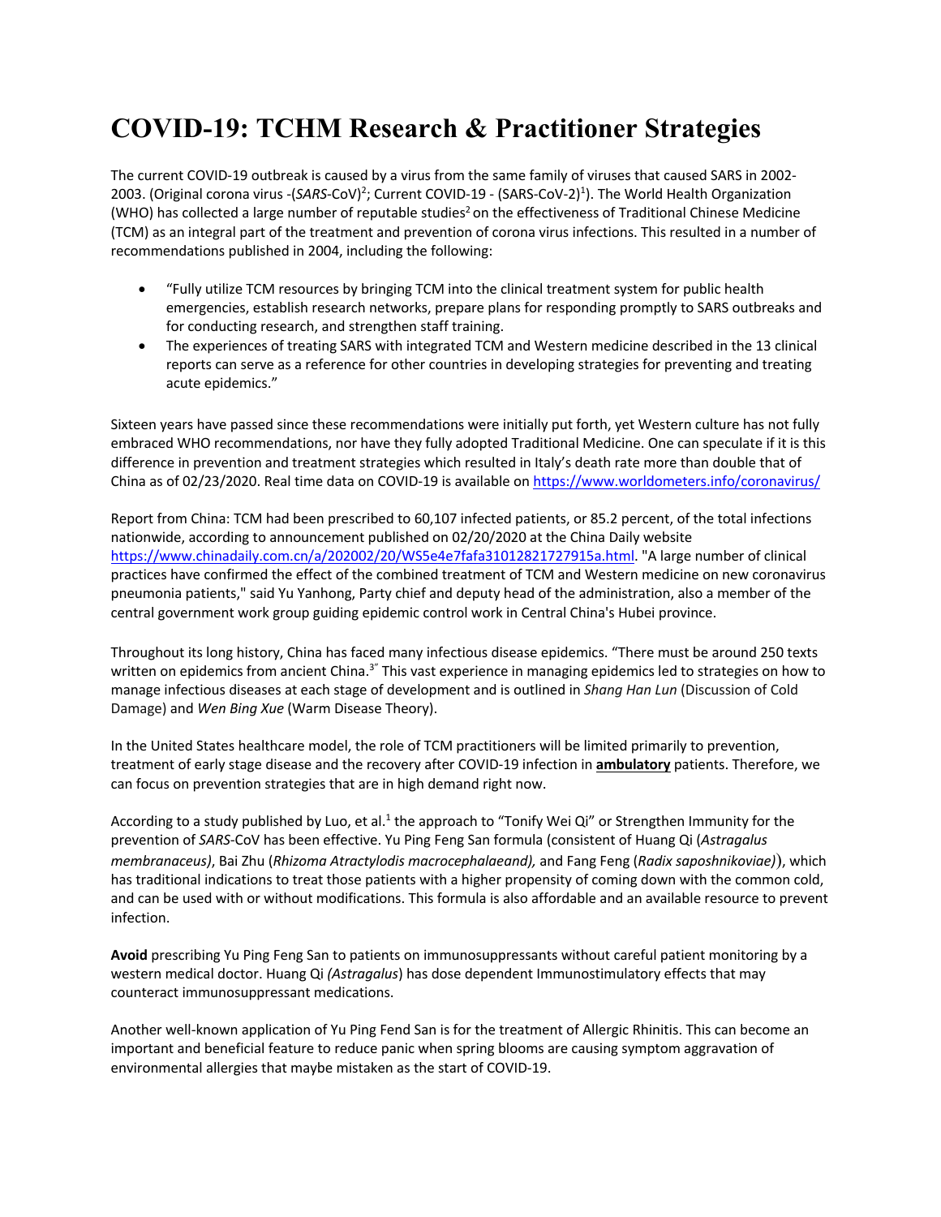# COVID-19: TCHM Research & Practitioner Strategies

The current COVID-19 outbreak is caused by a virus from the same family of viruses that caused SARS in 2002-2003. (Original corona virus -(*SARS*-CoV)[2]; Current COVID-19 - (SARS-CoV-2)[1]). The World Health Organization (WHO) has collected a large number of reputable studies[2] on the effectiveness of Traditional Chinese Medicine (TCM) as an integral part of the treatment and prevention of corona virus infections. This resulted in a number of recommendations published in 2004, including the following:

- "Fully utilize TCM resources by bringing TCM into the clinical treatment system for public health emergencies, establish research networks, prepare plans for responding promptly to SARS outbreaks and for conducting research, and strengthen staff training.
- The experiences of treating SARS with integrated TCM and Western medicine described in the 13 clinical reports can serve as a reference for other countries in developing strategies for preventing and treating acute epidemics."

Sixteen years have passed since these recommendations were initially put forth, yet Western culture has not fully embraced WHO recommendations, nor have they fully adopted Traditional Medicine. One can speculate if it is this difference in prevention and treatment strategies which resulted in Italy's death rate more than double that of China as of 02/23/2020. Real time data on COVID-19 is available on https://www.worldometers.info/coronavirus/

Report from China: TCM had been prescribed to 60,107 infected patients, or 85.2 percent, of the total infections nationwide, according to announcement published on 02/20/2020 at the China Daily website https://www.chinadaily.com.cn/a/202002/20/WS5e4e7fafa31012821727915a.html. "A large number of clinical practices have confirmed the effect of the combined treatment of TCM and Western medicine on new coronavirus pneumonia patients," said Yu Yanhong, Party chief and deputy head of the administration, also a member of the central government work group guiding epidemic control work in Central China's Hubei province.

Throughout its long history, China has faced many infectious disease epidemics. "There must be around 250 texts written on epidemics from ancient China.[3]" This vast experience in managing epidemics led to strategies on how to manage infectious diseases at each stage of development and is outlined in *Shang Han Lun* (Discussion of Cold Damage) and *Wen Bing Xue* (Warm Disease Theory).

In the United States healthcare model, the role of TCM practitioners will be limited primarily to prevention, treatment of early stage disease and the recovery after COVID-19 infection in **ambulatory** patients. Therefore, we can focus on prevention strategies that are in high demand right now.

According to a study published by Luo, et al.[1] the approach to "Tonify Wei Qi" or Strengthen Immunity for the prevention of *SARS*-CoV has been effective. Yu Ping Feng San formula (consistent of Huang Qi (*Astragalus membranaceus)*, Bai Zhu (*Rhizoma Atractylodis macrocephalaeand),* and Fang Feng (*Radix saposhnikoviae)*)), which has traditional indications to treat those patients with a higher propensity of coming down with the common cold, and can be used with or without modifications. This formula is also affordable and an available resource to prevent infection.

**Avoid** prescribing Yu Ping Feng San to patients on immunosuppressants without careful patient monitoring by a western medical doctor. Huang Qi *(Astragalus*) has dose dependent Immunostimulatory effects that may counteract immunosuppressant medications.

Another well-known application of Yu Ping Fend San is for the treatment of Allergic Rhinitis. This can become an important and beneficial feature to reduce panic when spring blooms are causing symptom aggravation of environmental allergies that maybe mistaken as the start of COVID-19.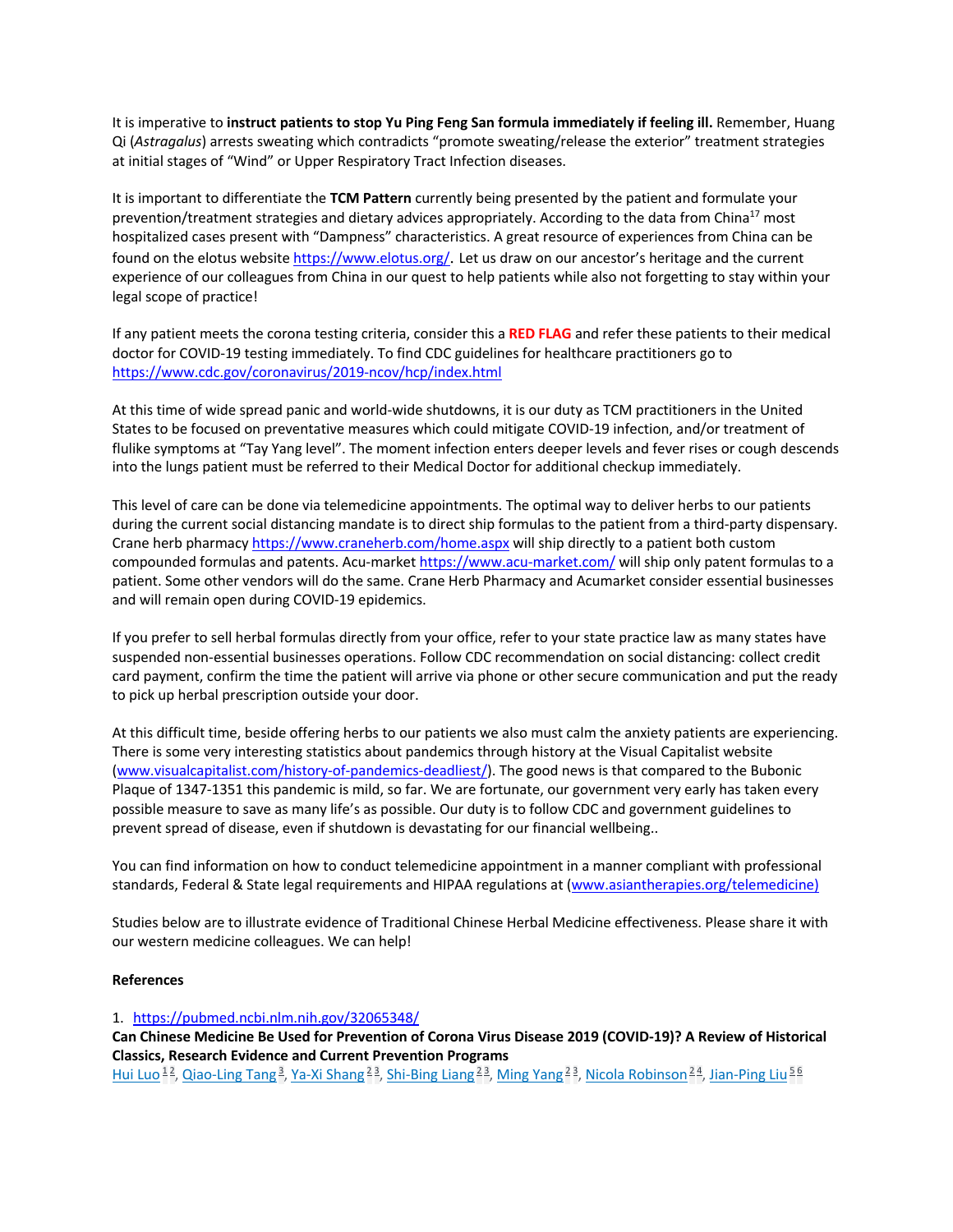It is imperative to **instruct patients to stop Yu Ping Feng San formula immediately if feeling ill.** Remember, Huang Qi (*Astragalus*) arrests sweating which contradicts "promote sweating/release the exterior" treatment strategies at initial stages of "Wind" or Upper Respiratory Tract Infection diseases.

It is important to differentiate the **TCM Pattern** currently being presented by the patient and formulate your prevention/treatment strategies and dietary advices appropriately. According to the data from China[17] most hospitalized cases present with "Dampness" characteristics. A great resource of experiences from China can be found on the elotus website https://www.elotus.org/. Let us draw on our ancestor's heritage and the current experience of our colleagues from China in our quest to help patients while also not forgetting to stay within your legal scope of practice!

If any patient meets the corona testing criteria, consider this a **RED FLAG** and refer these patients to their medical doctor for COVID-19 testing immediately. To find CDC guidelines for healthcare practitioners go to https://www.cdc.gov/coronavirus/2019-ncov/hcp/index.html

At this time of wide spread panic and world-wide shutdowns, it is our duty as TCM practitioners in the United States to be focused on preventative measures which could mitigate COVID-19 infection, and/or treatment of flulike symptoms at "Tay Yang level". The moment infection enters deeper levels and fever rises or cough descends into the lungs patient must be referred to their Medical Doctor for additional checkup immediately.

This level of care can be done via telemedicine appointments. The optimal way to deliver herbs to our patients during the current social distancing mandate is to direct ship formulas to the patient from a third-party dispensary. Crane herb pharmacy https://www.craneherb.com/home.aspx will ship directly to a patient both custom compounded formulas and patents. Acu-market https://www.acu-market.com/ will ship only patent formulas to a patient. Some other vendors will do the same. Crane Herb Pharmacy and Acumarket consider essential businesses and will remain open during COVID-19 epidemics.

If you prefer to sell herbal formulas directly from your office, refer to your state practice law as many states have suspended non-essential businesses operations. Follow CDC recommendation on social distancing: collect credit card payment, confirm the time the patient will arrive via phone or other secure communication and put the ready to pick up herbal prescription outside your door.

At this difficult time, beside offering herbs to our patients we also must calm the anxiety patients are experiencing. There is some very interesting statistics about pandemics through history at the Visual Capitalist website (www.visualcapitalist.com/history-of-pandemics-deadliest/). The good news is that compared to the Bubonic Plaque of 1347-1351 this pandemic is mild, so far. We are fortunate, our government very early has taken every possible measure to save as many life's as possible. Our duty is to follow CDC and government guidelines to prevent spread of disease, even if shutdown is devastating for our financial wellbeing..

You can find information on how to conduct telemedicine appointment in a manner compliant with professional standards, Federal & State legal requirements and HIPAA regulations at (www.asiantherapies.org/telemedicine)

Studies below are to illustrate evidence of Traditional Chinese Herbal Medicine effectiveness. Please share it with our western medicine colleagues. We can help!

**References**

1. https://pubmed.ncbi.nlm.nih.gov/32065348/
**Can Chinese Medicine Be Used for Prevention of Corona Virus Disease 2019 (COVID-19)? A Review of Historical Classics, Research Evidence and Current Prevention Programs**
Hui Luo[1,2], Qiao-Ling Tang[3], Ya-Xi Shang[2,3], Shi-Bing Liang[2,3], Ming Yang[2,3], Nicola Robinson[2,4], Jian-Ping Liu[5,6]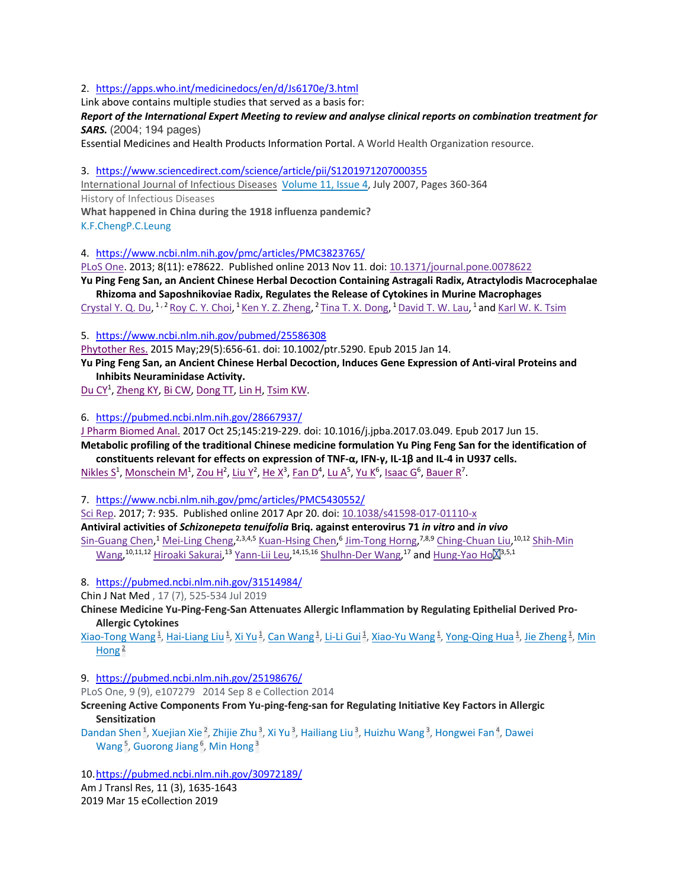2. https://apps.who.int/medicinedocs/en/d/Js6170e/3.html

Link above contains multiple studies that served as a basis for:

***Report of the International Expert Meeting to review and analyse clinical reports on combination treatment for SARS.*** (2004; 194 pages)

Essential Medicines and Health Products Information Portal. A World Health Organization resource.

3. https://www.sciencedirect.com/science/article/pii/S1201971207000355

International Journal of Infectious Diseases Volume 11, Issue 4, July 2007, Pages 360-364

History of Infectious Diseases

**What happened in China during the 1918 influenza pandemic?**

K.F.ChengP.C.Leung

4. https://www.ncbi.nlm.nih.gov/pmc/articles/PMC3823765/

PLoS One. 2013; 8(11): e78622. Published online 2013 Nov 11. doi: 10.1371/journal.pone.0078622

**Yu Ping Feng San, an Ancient Chinese Herbal Decoction Containing Astragali Radix, Atractylodis Macrocephalae Rhizoma and Saposhnikoviae Radix, Regulates the Release of Cytokines in Murine Macrophages**

Crystal Y. Q. Du,[1,2] Roy C. Y. Choi,[1] Ken Y. Z. Zheng,[2] Tina T. X. Dong,[1] David T. W. Lau,[1] and Karl W. K. Tsim

5. https://www.ncbi.nlm.nih.gov/pubmed/25586308

Phytother Res. 2015 May;29(5):656-61. doi: 10.1002/ptr.5290. Epub 2015 Jan 14.

**Yu Ping Feng San, an Ancient Chinese Herbal Decoction, Induces Gene Expression of Anti-viral Proteins and Inhibits Neuraminidase Activity.**

Du CY[1], Zheng KY, Bi CW, Dong TT, Lin H, Tsim KW.

6. https://pubmed.ncbi.nlm.nih.gov/28667937/

J Pharm Biomed Anal. 2017 Oct 25;145:219-229. doi: 10.1016/j.jpba.2017.03.049. Epub 2017 Jun 15.

**Metabolic profiling of the traditional Chinese medicine formulation Yu Ping Feng San for the identification of constituents relevant for effects on expression of TNF-α, IFN-γ, IL-1β and IL-4 in U937 cells.**

Nikles S[1], Monschein M[1], Zou H[2], Liu Y[2], He X[3], Fan D[4], Lu A[5], Yu K[6], Isaac G[6], Bauer R[7].

7. https://www.ncbi.nlm.nih.gov/pmc/articles/PMC5430552/

Sci Rep. 2017; 7: 935. Published online 2017 Apr 20. doi: 10.1038/s41598-017-01110-x

**Antiviral activities of *Schizonepeta tenuifolia* Briq. against enterovirus 71 *in vitro* and *in vivo***

Sin-Guang Chen,[1] Mei-Ling Cheng,[2,3,4,5] Kuan-Hsing Chen,[6] Jim-Tong Horng,[7,8,9] Ching-Chuan Liu,[10,12] Shih-Min Wang,[10,11,12] Hiroaki Sakurai,[13] Yann-Lii Leu,[14,15,16] Shulhn-Der Wang,[17] and Hung-Yao Ho[3,5,1]

8. https://pubmed.ncbi.nlm.nih.gov/31514984/

Chin J Nat Med , 17 (7), 525-534 Jul 2019

**Chinese Medicine Yu-Ping-Feng-San Attenuates Allergic Inflammation by Regulating Epithelial Derived Pro-Allergic Cytokines**

Xiao-Tong Wang[1], Hai-Liang Liu[1], Xi Yu[1], Can Wang[1], Li-Li Gui[1], Xiao-Yu Wang[1], Yong-Qing Hua[1], Jie Zheng[1], Min Hong[2]

9. https://pubmed.ncbi.nlm.nih.gov/25198676/

PLoS One, 9 (9), e107279 2014 Sep 8 e Collection 2014

**Screening Active Components From Yu-ping-feng-san for Regulating Initiative Key Factors in Allergic Sensitization**

Dandan Shen[1], Xuejian Xie[2], Zhijie Zhu[3], Xi Yu[3], Hailiang Liu[3], Huizhu Wang[3], Hongwei Fan[4], Dawei Wang[5], Guorong Jiang[6], Min Hong[3]

10. https://pubmed.ncbi.nlm.nih.gov/30972189/

Am J Transl Res, 11 (3), 1635-1643

2019 Mar 15 eCollection 2019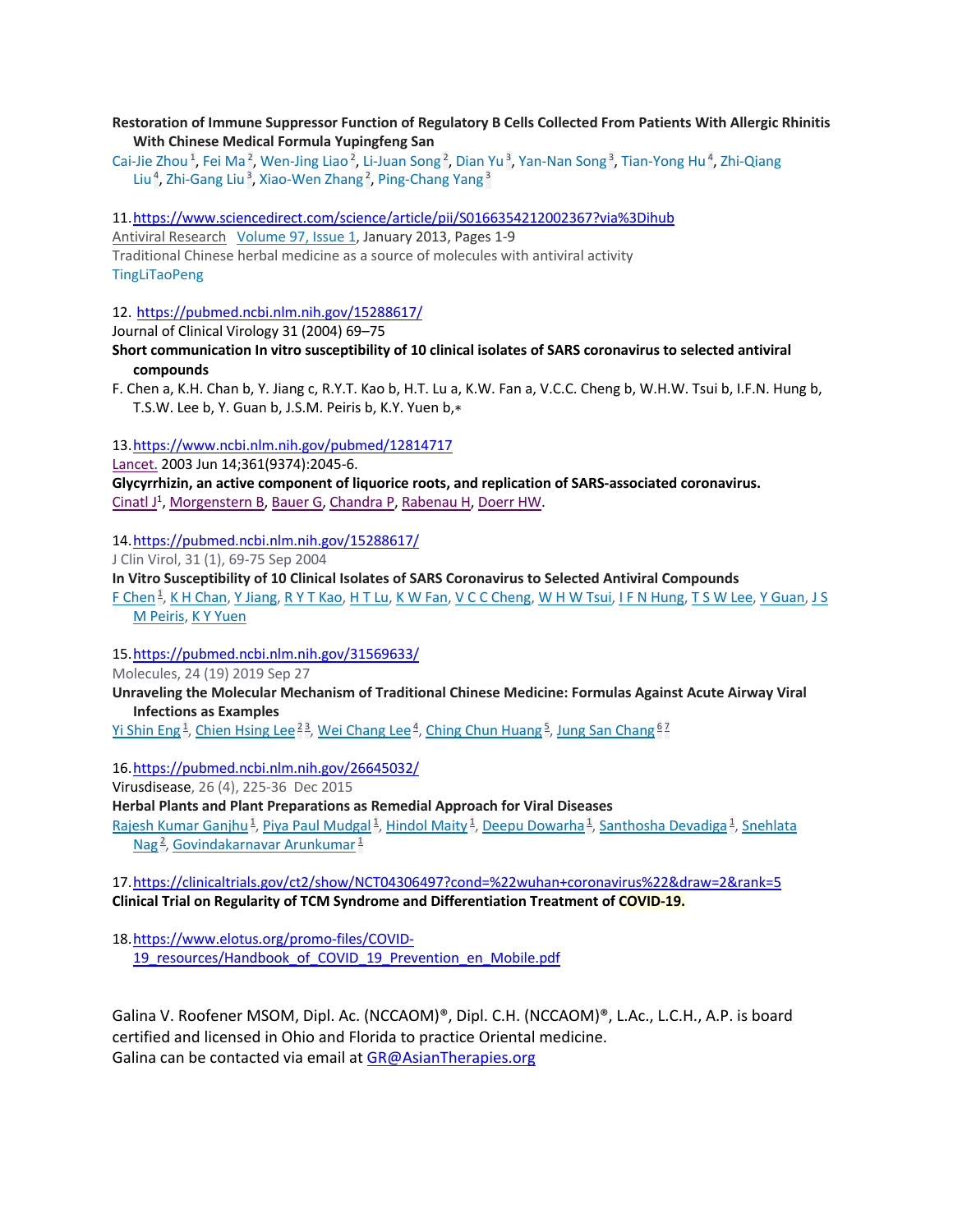**Restoration of Immune Suppressor Function of Regulatory B Cells Collected From Patients With Allergic Rhinitis With Chinese Medical Formula Yupingfeng San**

Cai-Jie Zhou[1], Fei Ma[2], Wen-Jing Liao[2], Li-Juan Song[2], Dian Yu[3], Yan-Nan Song[3], Tian-Yong Hu[4], Zhi-Qiang Liu[4], Zhi-Gang Liu[3], Xiao-Wen Zhang[2], Ping-Chang Yang[3]

11. https://www.sciencedirect.com/science/article/pii/S0166354212002367?via%3Dihub
Antiviral Research Volume 97, Issue 1, January 2013, Pages 1-9
Traditional Chinese herbal medicine as a source of molecules with antiviral activity
TingLiTaoPeng

12. https://pubmed.ncbi.nlm.nih.gov/15288617/
Journal of Clinical Virology 31 (2004) 69–75
**Short communication In vitro susceptibility of 10 clinical isolates of SARS coronavirus to selected antiviral compounds**
F. Chen a, K.H. Chan b, Y. Jiang c, R.Y.T. Kao b, H.T. Lu a, K.W. Fan a, V.C.C. Cheng b, W.H.W. Tsui b, I.F.N. Hung b, T.S.W. Lee b, Y. Guan b, J.S.M. Peiris b, K.Y. Yuen b,*

13. https://www.ncbi.nlm.nih.gov/pubmed/12814717
Lancet. 2003 Jun 14;361(9374):2045-6.
**Glycyrrhizin, an active component of liquorice roots, and replication of SARS-associated coronavirus.**
Cinatl J[1], Morgenstern B, Bauer G, Chandra P, Rabenau H, Doerr HW.

14. https://pubmed.ncbi.nlm.nih.gov/15288617/
J Clin Virol, 31 (1), 69-75 Sep 2004
**In Vitro Susceptibility of 10 Clinical Isolates of SARS Coronavirus to Selected Antiviral Compounds**
F Chen[1], K H Chan, Y Jiang, R Y T Kao, H T Lu, K W Fan, V C C Cheng, W H W Tsui, I F N Hung, T S W Lee, Y Guan, J S M Peiris, K Y Yuen

15. https://pubmed.ncbi.nlm.nih.gov/31569633/
Molecules, 24 (19) 2019 Sep 27
**Unraveling the Molecular Mechanism of Traditional Chinese Medicine: Formulas Against Acute Airway Viral Infections as Examples**
Yi Shin Eng[1], Chien Hsing Lee[2,3], Wei Chang Lee[4], Ching Chun Huang[5], Jung San Chang[6,7]

16. https://pubmed.ncbi.nlm.nih.gov/26645032/
Virusdisease, 26 (4), 225-36 Dec 2015
**Herbal Plants and Plant Preparations as Remedial Approach for Viral Diseases**
Rajesh Kumar Ganjhu[1], Piya Paul Mudgal[1], Hindol Maity[1], Deepu Dowarha[1], Santhosha Devadiga[1], Snehlata Nag[2], Govindakarnavar Arunkumar[1]

17. https://clinicaltrials.gov/ct2/show/NCT04306497?cond=%22wuhan+coronavirus%22&draw=2&rank=5
**Clinical Trial on Regularity of TCM Syndrome and Differentiation Treatment of COVID-19.**

18. https://www.elotus.org/promo-files/COVID-19_resources/Handbook_of_COVID_19_Prevention_en_Mobile.pdf

Galina V. Roofener MSOM, Dipl. Ac. (NCCAOM)®, Dipl. C.H. (NCCAOM)®, L.Ac., L.C.H., A.P. is board certified and licensed in Ohio and Florida to practice Oriental medicine.
Galina can be contacted via email at GR@AsianTherapies.org